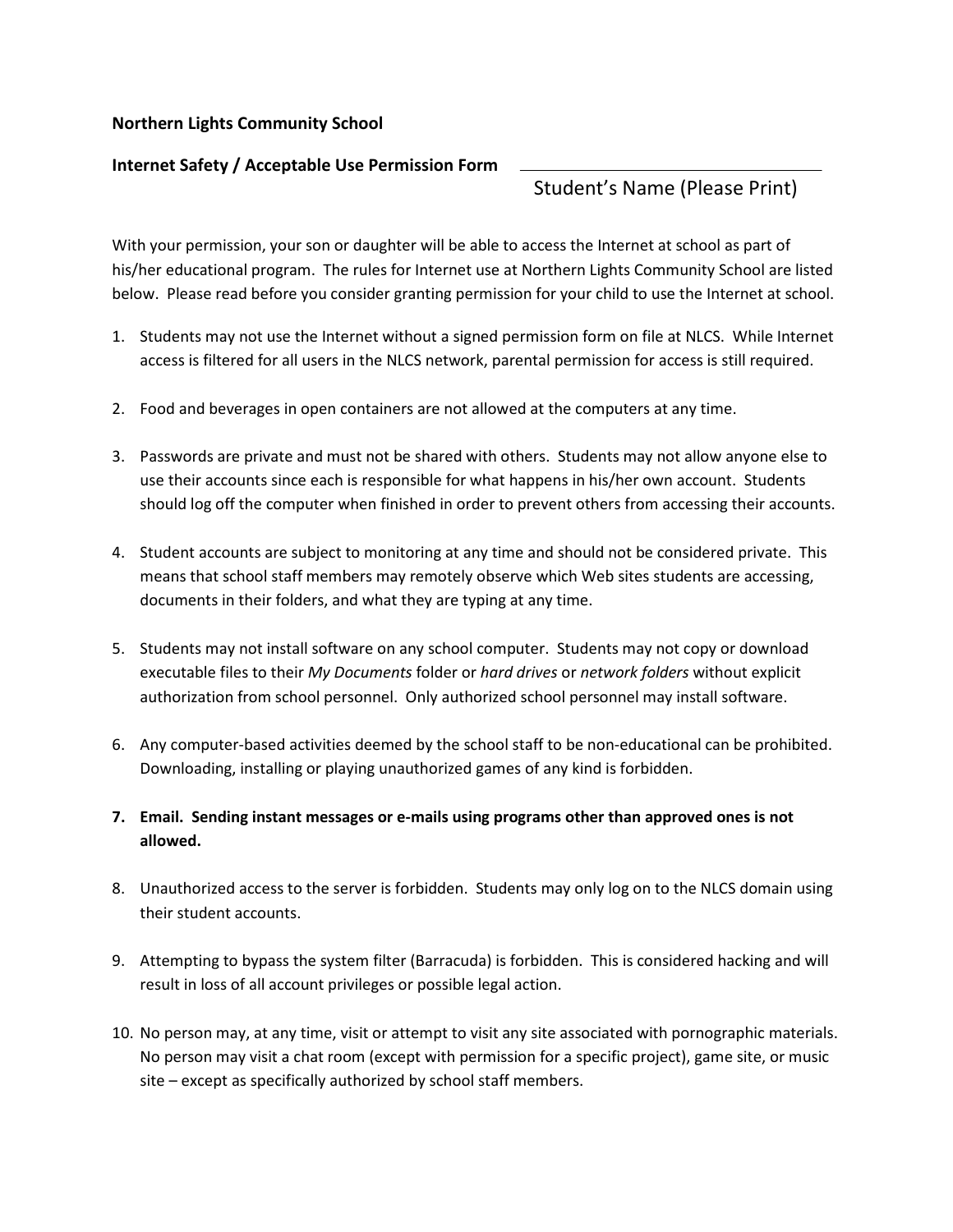**Northern Lights Community School**

**Internet Safety / Acceptable Use Permission Form** \_\_\_\_\_\_\_\_\_\_\_\_\_\_\_\_\_\_\_\_\_\_\_\_\_\_\_\_\_\_\_\_\_\_\_

Student's Name (Please Print)

With your permission, your son or daughter will be able to access the Internet at school as part of his/her educational program. The rules for Internet use at Northern Lights Community School are listed below. Please read before you consider granting permission for your child to use the Internet at school.

1. Students may not use the Internet without a signed permission form on file at NLCS. While Internet access is filtered for all users in the NLCS network, parental permission for access is still required.

2. Food and beverages in open containers are not allowed at the computers at any time.

3. Passwords are private and must not be shared with others. Students may not allow anyone else to use their accounts since each is responsible for what happens in his/her own account. Students should log off the computer when finished in order to prevent others from accessing their accounts.

4. Student accounts are subject to monitoring at any time and should not be considered private. This means that school staff members may remotely observe which Web sites students are accessing, documents in their folders, and what they are typing at any time.

5. Students may not install software on any school computer. Students may not copy or download executable files to their *My Documents* folder or *hard drives* or *network folders* without explicit authorization from school personnel. Only authorized school personnel may install software.

6. Any computer-based activities deemed by the school staff to be non-educational can be prohibited. Downloading, installing or playing unauthorized games of any kind is forbidden.

7. **Email. Sending instant messages or e-mails using programs other than approved ones is not allowed.**

8. Unauthorized access to the server is forbidden. Students may only log on to the NLCS domain using their student accounts.

9. Attempting to bypass the system filter (Barracuda) is forbidden. This is considered hacking and will result in loss of all account privileges or possible legal action.

10. No person may, at any time, visit or attempt to visit any site associated with pornographic materials. No person may visit a chat room (except with permission for a specific project), game site, or music site – except as specifically authorized by school staff members.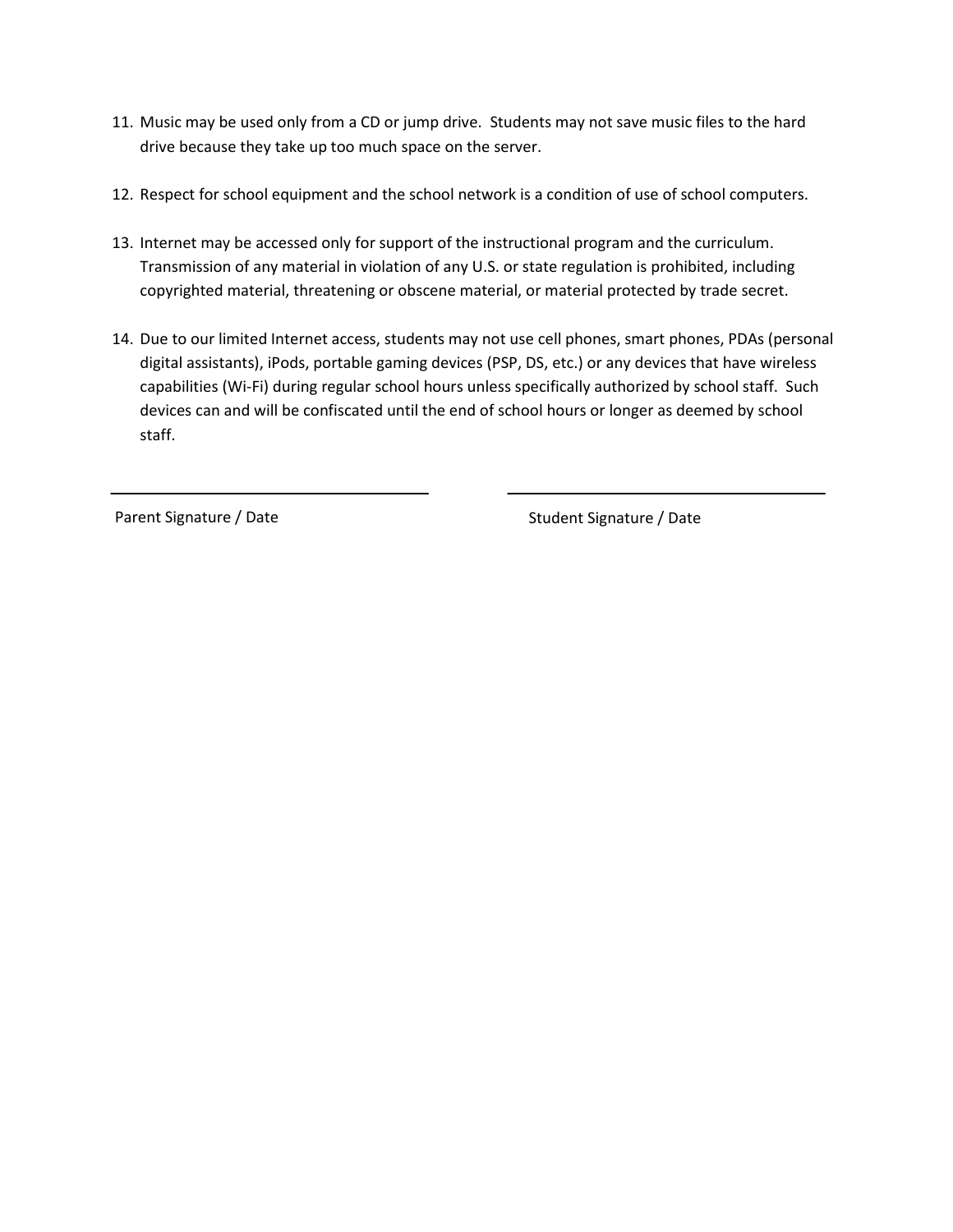11. Music may be used only from a CD or jump drive. Students may not save music files to the hard drive because they take up too much space on the server.

12. Respect for school equipment and the school network is a condition of use of school computers.

13. Internet may be accessed only for support of the instructional program and the curriculum. Transmission of any material in violation of any U.S. or state regulation is prohibited, including copyrighted material, threatening or obscene material, or material protected by trade secret.

14. Due to our limited Internet access, students may not use cell phones, smart phones, PDAs (personal digital assistants), iPods, portable gaming devices (PSP, DS, etc.) or any devices that have wireless capabilities (Wi-Fi) during regular school hours unless specifically authorized by school staff. Such devices can and will be confiscated until the end of school hours or longer as deemed by school staff.

\_\_\_\_\_\_\_\_\_\_\_\_\_\_\_\_\_\_\_\_\_\_\_\_\_\_\_\_\_\_\_\_\_\_\_\_

Parent Signature / Date

\_\_\_\_\_\_\_\_\_\_\_\_\_\_\_\_\_\_\_\_\_\_\_\_\_\_\_\_\_\_\_\_\_\_\_\_

Student Signature / Date